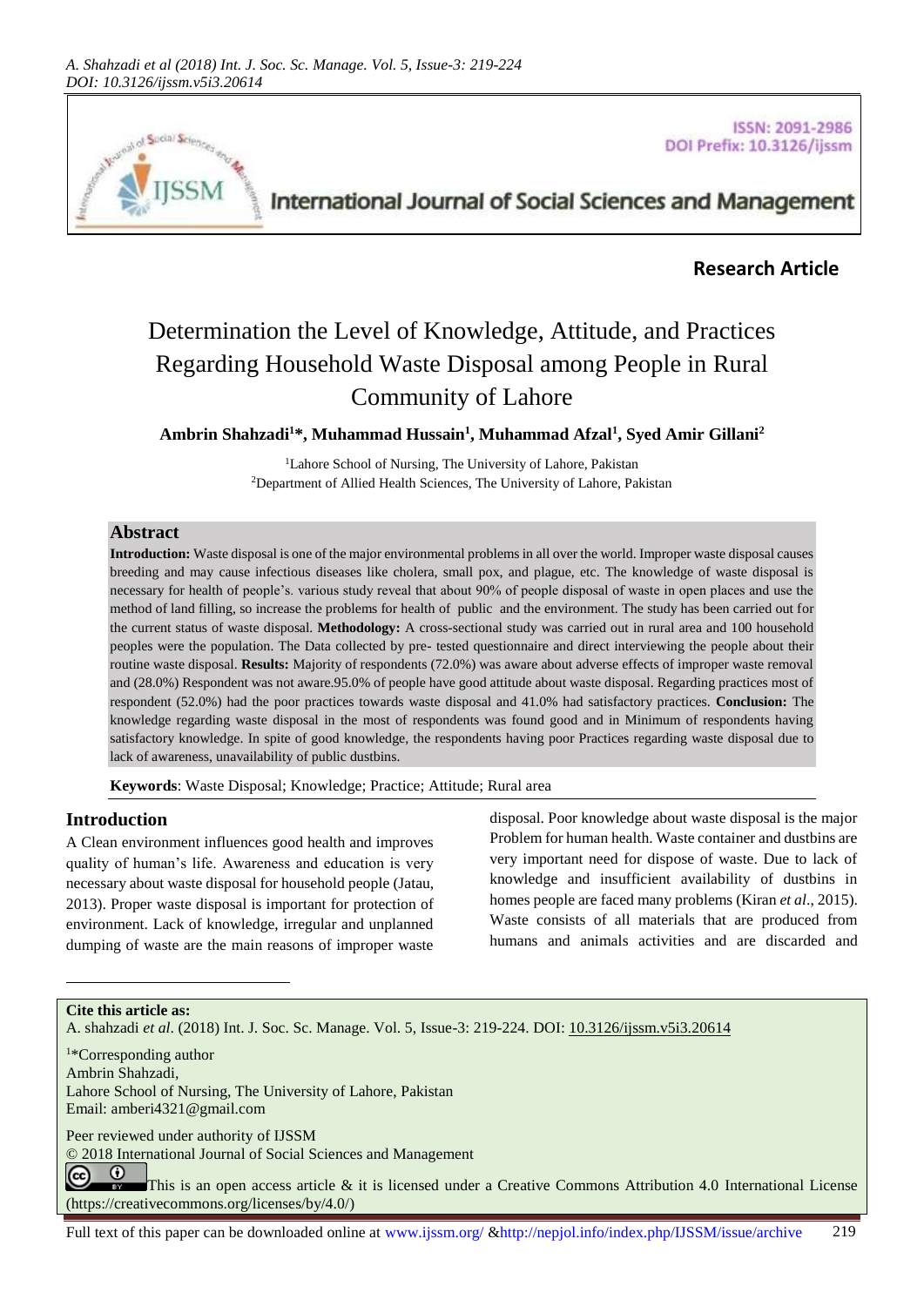**Research Article**

# Determination the Level of Knowledge, Attitude, and Practices Regarding Household Waste Disposal among People in Rural Community of Lahore

**Ambrin Shahzadi[1]\*, Muhammad Hussain[1], Muhammad Afzal[1], Syed Amir Gillani[2]**

[1]Lahore School of Nursing, The University of Lahore, Pakistan
[2]Department of Allied Health Sciences, The University of Lahore, Pakistan

## Abstract

**Introduction:** Waste disposal is one of the major environmental problems in all over the world. Improper waste disposal causes breeding and may cause infectious diseases like cholera, small pox, and plague, etc. The knowledge of waste disposal is necessary for health of people's. various study reveal that about 90% of people disposal of waste in open places and use the method of land filling, so increase the problems for health of public and the environment. The study has been carried out for the current status of waste disposal. **Methodology:** A cross-sectional study was carried out in rural area and 100 household peoples were the population. The Data collected by pre- tested questionnaire and direct interviewing the people about their routine waste disposal. **Results:** Majority of respondents (72.0%) was aware about adverse effects of improper waste removal and (28.0%) Respondent was not aware.95.0% of people have good attitude about waste disposal. Regarding practices most of respondent (52.0%) had the poor practices towards waste disposal and 41.0% had satisfactory practices. **Conclusion:** The knowledge regarding waste disposal in the most of respondents was found good and in Minimum of respondents having satisfactory knowledge. In spite of good knowledge, the respondents having poor Practices regarding waste disposal due to lack of awareness, unavailability of public dustbins.

**Keywords**: Waste Disposal; Knowledge; Practice; Attitude; Rural area

## Introduction

A Clean environment influences good health and improves quality of human's life. Awareness and education is very necessary about waste disposal for household people (Jatau, 2013). Proper waste disposal is important for protection of environment. Lack of knowledge, irregular and unplanned dumping of waste are the main reasons of improper waste disposal. Poor knowledge about waste disposal is the major Problem for human health. Waste container and dustbins are very important need for dispose of waste. Due to lack of knowledge and insufficient availability of dustbins in homes people are faced many problems (Kiran *et al*., 2015). Waste consists of all materials that are produced from humans and animals activities and are discarded and

---

**Cite this article as:**
A. shahzadi *et al*. (2018) Int. J. Soc. Sc. Manage. Vol. 5, Issue-3: 219-224. DOI: 10.3126/ijssm.v5i3.20614

[1]\*Corresponding author
Ambrin Shahzadi,
Lahore School of Nursing, The University of Lahore, Pakistan
Email: amberi4321@gmail.com

Peer reviewed under authority of IJSSM
© 2018 International Journal of Social Sciences and Management
This is an open access article & it is licensed under a Creative Commons Attribution 4.0 International License (https://creativecommons.org/licenses/by/4.0/)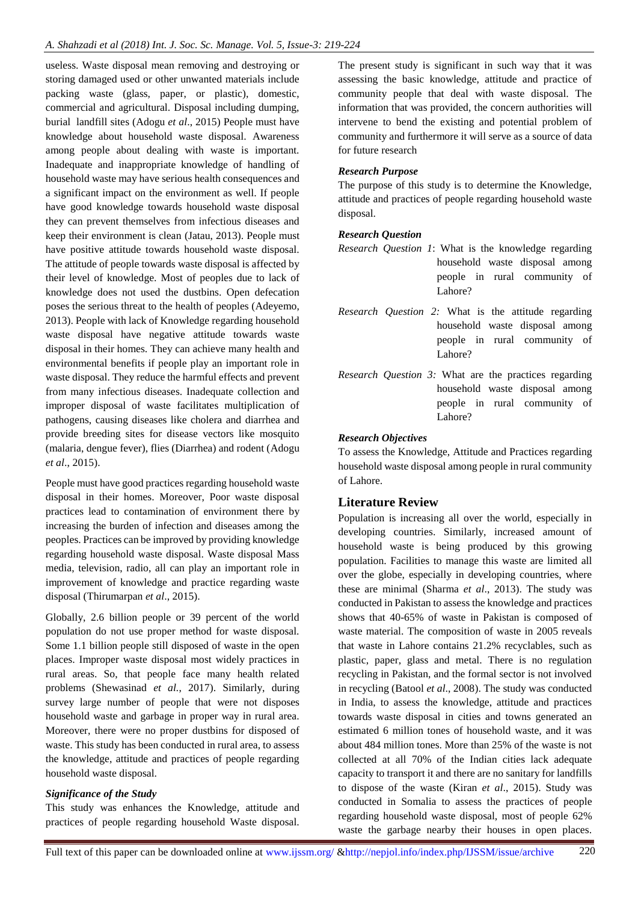useless. Waste disposal mean removing and destroying or storing damaged used or other unwanted materials include packing waste (glass, paper, or plastic), domestic, commercial and agricultural. Disposal including dumping, burial landfill sites (Adogu *et al*., 2015) People must have knowledge about household waste disposal. Awareness among people about dealing with waste is important. Inadequate and inappropriate knowledge of handling of household waste may have serious health consequences and a significant impact on the environment as well. If people have good knowledge towards household waste disposal they can prevent themselves from infectious diseases and keep their environment is clean (Jatau, 2013). People must have positive attitude towards household waste disposal. The attitude of people towards waste disposal is affected by their level of knowledge. Most of peoples due to lack of knowledge does not used the dustbins. Open defecation poses the serious threat to the health of peoples (Adeyemo, 2013). People with lack of Knowledge regarding household waste disposal have negative attitude towards waste disposal in their homes. They can achieve many health and environmental benefits if people play an important role in waste disposal. They reduce the harmful effects and prevent from many infectious diseases. Inadequate collection and improper disposal of waste facilitates multiplication of pathogens, causing diseases like cholera and diarrhea and provide breeding sites for disease vectors like mosquito (malaria, dengue fever), flies (Diarrhea) and rodent (Adogu *et al*., 2015).

People must have good practices regarding household waste disposal in their homes. Moreover, Poor waste disposal practices lead to contamination of environment there by increasing the burden of infection and diseases among the peoples. Practices can be improved by providing knowledge regarding household waste disposal. Waste disposal Mass media, television, radio, all can play an important role in improvement of knowledge and practice regarding waste disposal (Thirumarpan *et al*., 2015).

Globally, 2.6 billion people or 39 percent of the world population do not use proper method for waste disposal. Some 1.1 billion people still disposed of waste in the open places. Improper waste disposal most widely practices in rural areas. So, that people face many health related problems (Shewasinad *et al.,* 2017). Similarly, during survey large number of people that were not disposes household waste and garbage in proper way in rural area. Moreover, there were no proper dustbins for disposed of waste. This study has been conducted in rural area, to assess the knowledge, attitude and practices of people regarding household waste disposal.

### *Significance of the Study*

This study was enhances the Knowledge, attitude and practices of people regarding household Waste disposal. The present study is significant in such way that it was assessing the basic knowledge, attitude and practice of community people that deal with waste disposal. The information that was provided, the concern authorities will intervene to bend the existing and potential problem of community and furthermore it will serve as a source of data for future research

### *Research Purpose*

The purpose of this study is to determine the Knowledge, attitude and practices of people regarding household waste disposal.

### *Research Question*

*Research Question 1*: What is the knowledge regarding household waste disposal among people in rural community of Lahore?

*Research Question 2:* What is the attitude regarding household waste disposal among people in rural community of Lahore?

*Research Question 3:* What are the practices regarding household waste disposal among people in rural community of Lahore?

### *Research Objectives*

To assess the Knowledge, Attitude and Practices regarding household waste disposal among people in rural community of Lahore.

## Literature Review

Population is increasing all over the world, especially in developing countries. Similarly, increased amount of household waste is being produced by this growing population. Facilities to manage this waste are limited all over the globe, especially in developing countries, where these are minimal (Sharma *et al*., 2013). The study was conducted in Pakistan to assess the knowledge and practices shows that 40-65% of waste in Pakistan is composed of waste material. The composition of waste in 2005 reveals that waste in Lahore contains 21.2% recyclables, such as plastic, paper, glass and metal. There is no regulation recycling in Pakistan, and the formal sector is not involved in recycling (Batool *et al*., 2008). The study was conducted in India, to assess the knowledge, attitude and practices towards waste disposal in cities and towns generated an estimated 6 million tones of household waste, and it was about 484 million tones. More than 25% of the waste is not collected at all 70% of the Indian cities lack adequate capacity to transport it and there are no sanitary for landfills to dispose of the waste (Kiran *et al*., 2015). Study was conducted in Somalia to assess the practices of people regarding household waste disposal, most of people 62% waste the garbage nearby their houses in open places.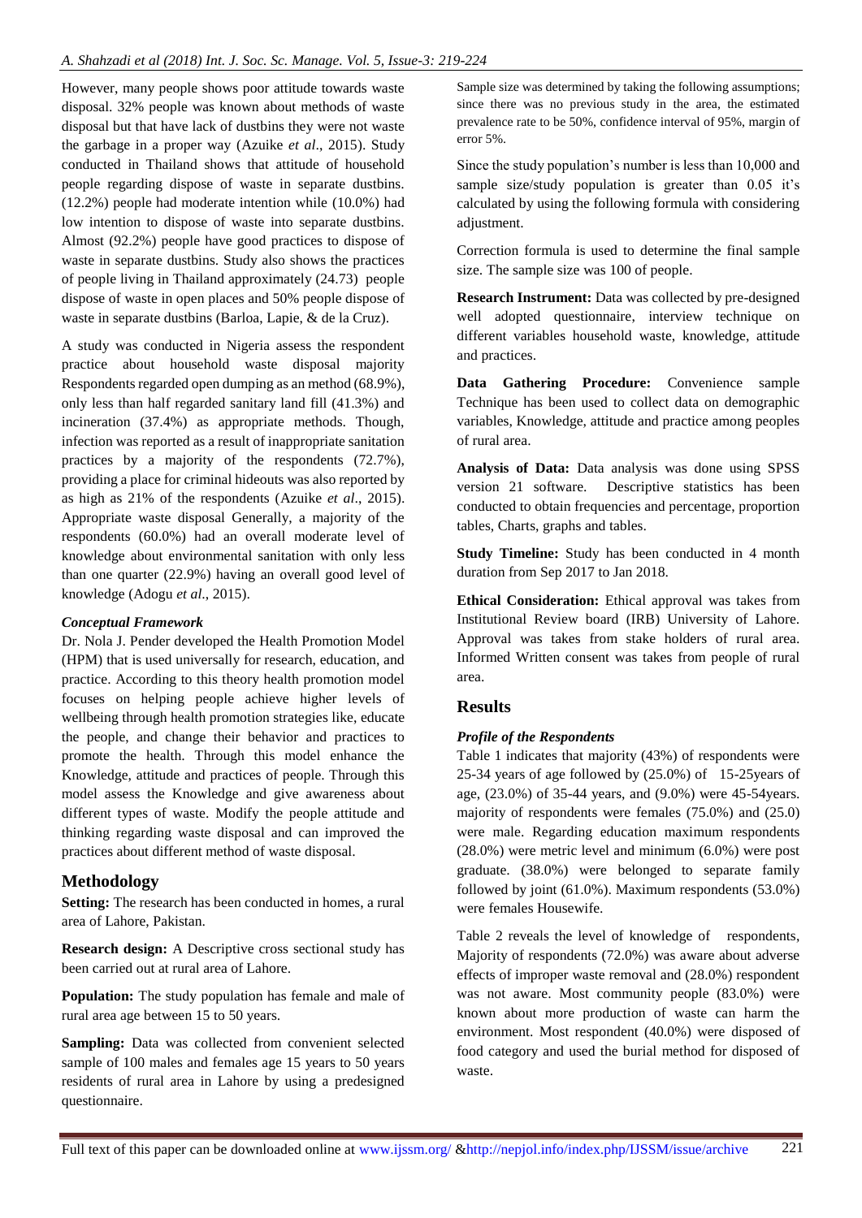However, many people shows poor attitude towards waste disposal. 32% people was known about methods of waste disposal but that have lack of dustbins they were not waste the garbage in a proper way (Azuike *et al*., 2015). Study conducted in Thailand shows that attitude of household people regarding dispose of waste in separate dustbins. (12.2%) people had moderate intention while (10.0%) had low intention to dispose of waste into separate dustbins. Almost (92.2%) people have good practices to dispose of waste in separate dustbins. Study also shows the practices of people living in Thailand approximately (24.73) people dispose of waste in open places and 50% people dispose of waste in separate dustbins (Barloa, Lapie, & de la Cruz).

A study was conducted in Nigeria assess the respondent practice about household waste disposal majority Respondents regarded open dumping as an method (68.9%), only less than half regarded sanitary land fill (41.3%) and incineration (37.4%) as appropriate methods. Though, infection was reported as a result of inappropriate sanitation practices by a majority of the respondents (72.7%), providing a place for criminal hideouts was also reported by as high as 21% of the respondents (Azuike *et al*., 2015). Appropriate waste disposal Generally, a majority of the respondents (60.0%) had an overall moderate level of knowledge about environmental sanitation with only less than one quarter (22.9%) having an overall good level of knowledge (Adogu *et al*., 2015).

### *Conceptual Framework*

Dr. Nola J. Pender developed the Health Promotion Model (HPM) that is used universally for research, education, and practice. According to this theory health promotion model focuses on helping people achieve higher levels of wellbeing through health promotion strategies like, educate the people, and change their behavior and practices to promote the health. Through this model enhance the Knowledge, attitude and practices of people. Through this model assess the Knowledge and give awareness about different types of waste. Modify the people attitude and thinking regarding waste disposal and can improved the practices about different method of waste disposal.

## Methodology

**Setting:** The research has been conducted in homes, a rural area of Lahore, Pakistan.

**Research design:** A Descriptive cross sectional study has been carried out at rural area of Lahore.

**Population:** The study population has female and male of rural area age between 15 to 50 years.

**Sampling:** Data was collected from convenient selected sample of 100 males and females age 15 years to 50 years residents of rural area in Lahore by using a predesigned questionnaire.

Sample size was determined by taking the following assumptions; since there was no previous study in the area, the estimated prevalence rate to be 50%, confidence interval of 95%, margin of error 5%.

Since the study population's number is less than 10,000 and sample size/study population is greater than 0.05 it's calculated by using the following formula with considering adjustment.

Correction formula is used to determine the final sample size. The sample size was 100 of people.

**Research Instrument:** Data was collected by pre-designed well adopted questionnaire, interview technique on different variables household waste, knowledge, attitude and practices.

**Data Gathering Procedure:** Convenience sample Technique has been used to collect data on demographic variables, Knowledge, attitude and practice among peoples of rural area.

**Analysis of Data:** Data analysis was done using SPSS version 21 software. Descriptive statistics has been conducted to obtain frequencies and percentage, proportion tables, Charts, graphs and tables.

**Study Timeline:** Study has been conducted in 4 month duration from Sep 2017 to Jan 2018.

**Ethical Consideration:** Ethical approval was takes from Institutional Review board (IRB) University of Lahore. Approval was takes from stake holders of rural area. Informed Written consent was takes from people of rural area.

## Results

### *Profile of the Respondents*

Table 1 indicates that majority (43%) of respondents were 25-34 years of age followed by (25.0%) of 15-25years of age, (23.0%) of 35-44 years, and (9.0%) were 45-54years. majority of respondents were females (75.0%) and (25.0) were male. Regarding education maximum respondents (28.0%) were metric level and minimum (6.0%) were post graduate. (38.0%) were belonged to separate family followed by joint (61.0%). Maximum respondents (53.0%) were females Housewife.

Table 2 reveals the level of knowledge of respondents, Majority of respondents (72.0%) was aware about adverse effects of improper waste removal and (28.0%) respondent was not aware. Most community people (83.0%) were known about more production of waste can harm the environment. Most respondent (40.0%) were disposed of food category and used the burial method for disposed of waste.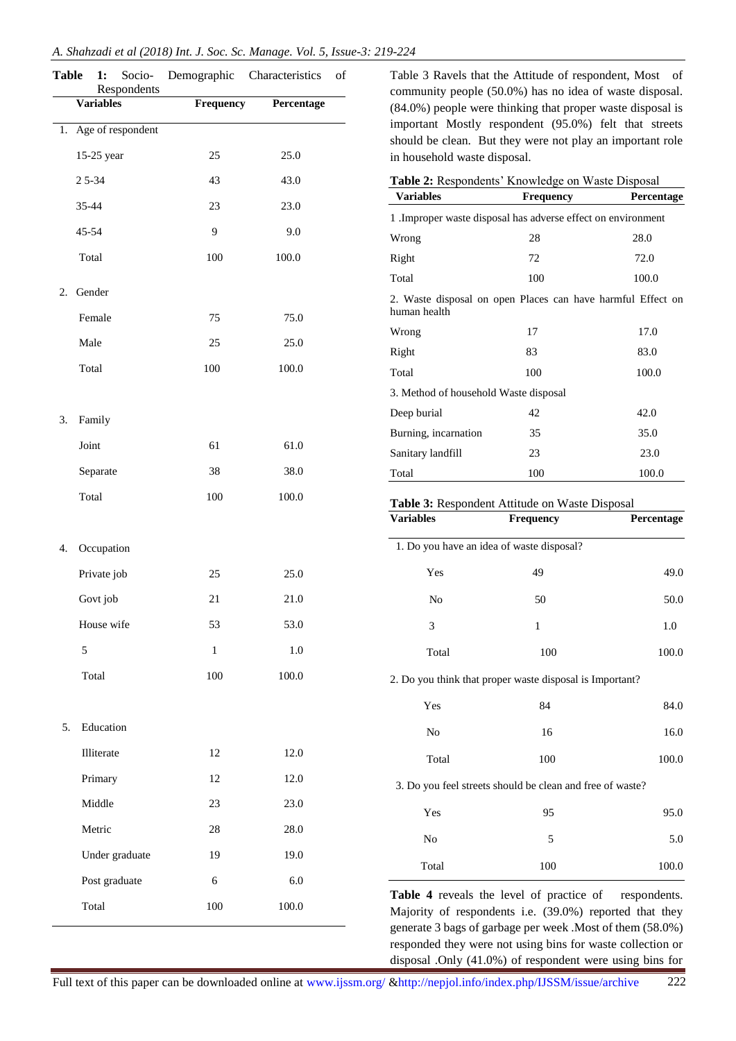**Table 1:** Socio- Demographic Characteristics of Respondents

| Variables | Frequency | Percentage |
|---|---|---|
| 1. Age of respondent | | |
| 15-25 year | 25 | 25.0 |
| 2 5-34 | 43 | 43.0 |
| 35-44 | 23 | 23.0 |
| 45-54 | 9 | 9.0 |
| Total | 100 | 100.0 |
| 2. Gender | | |
| Female | 75 | 75.0 |
| Male | 25 | 25.0 |
| Total | 100 | 100.0 |
| 3. Family | | |
| Joint | 61 | 61.0 |
| Separate | 38 | 38.0 |
| Total | 100 | 100.0 |
| 4. Occupation | | |
| Private job | 25 | 25.0 |
| Govt job | 21 | 21.0 |
| House wife | 53 | 53.0 |
| 5 | 1 | 1.0 |
| Total | 100 | 100.0 |
| 5. Education | | |
| Illiterate | 12 | 12.0 |
| Primary | 12 | 12.0 |
| Middle | 23 | 23.0 |
| Metric | 28 | 28.0 |
| Under graduate | 19 | 19.0 |
| Post graduate | 6 | 6.0 |
| Total | 100 | 100.0 |

Table 3 Ravels that the Attitude of respondent, Most of community people (50.0%) has no idea of waste disposal. (84.0%) people were thinking that proper waste disposal is important Mostly respondent (95.0%) felt that streets should be clean. But they were not play an important role in household waste disposal.

**Table 2:** Respondents' Knowledge on Waste Disposal

| Variables | Frequency | Percentage |
|---|---|---|
| 1 .Improper waste disposal has adverse effect on environment | | |
| Wrong | 28 | 28.0 |
| Right | 72 | 72.0 |
| Total | 100 | 100.0 |
| 2. Waste disposal on open Places can have harmful Effect on human health | | |
| Wrong | 17 | 17.0 |
| Right | 83 | 83.0 |
| Total | 100 | 100.0 |
| 3. Method of household Waste disposal | | |
| Deep burial | 42 | 42.0 |
| Burning, incarnation | 35 | 35.0 |
| Sanitary landfill | 23 | 23.0 |
| Total | 100 | 100.0 |

**Table 3:** Respondent Attitude on Waste Disposal

| Variables | Frequency | Percentage |
|---|---|---|
| 1. Do you have an idea of waste disposal? | | |
| Yes | 49 | 49.0 |
| No | 50 | 50.0 |
| 3 | 1 | 1.0 |
| Total | 100 | 100.0 |
| 2. Do you think that proper waste disposal is Important? | | |
| Yes | 84 | 84.0 |
| No | 16 | 16.0 |
| Total | 100 | 100.0 |
| 3. Do you feel streets should be clean and free of waste? | | |
| Yes | 95 | 95.0 |
| No | 5 | 5.0 |
| Total | 100 | 100.0 |

**Table 4** reveals the level of practice of respondents. Majority of respondents i.e. (39.0%) reported that they generate 3 bags of garbage per week .Most of them (58.0%) responded they were not using bins for waste collection or disposal .Only (41.0%) of respondent were using bins for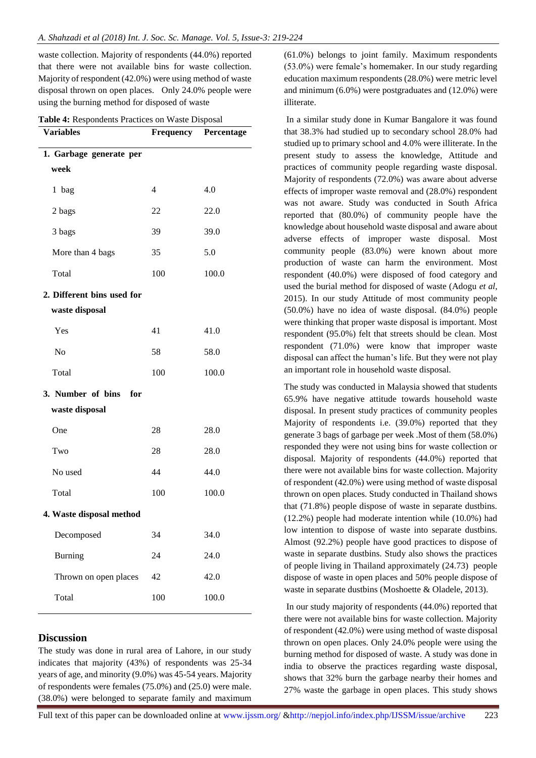waste collection. Majority of respondents (44.0%) reported that there were not available bins for waste collection. Majority of respondent (42.0%) were using method of waste disposal thrown on open places. Only 24.0% people were using the burning method for disposed of waste

**Table 4:** Respondents Practices on Waste Disposal

| Variables | Frequency | Percentage |
|---|---|---|
| **1. Garbage generate per week** | | |
| 1 bag | 4 | 4.0 |
| 2 bags | 22 | 22.0 |
| 3 bags | 39 | 39.0 |
| More than 4 bags | 35 | 5.0 |
| Total | 100 | 100.0 |
| **2. Different bins used for waste disposal** | | |
| Yes | 41 | 41.0 |
| No | 58 | 58.0 |
| Total | 100 | 100.0 |
| **3. Number of bins for waste disposal** | | |
| One | 28 | 28.0 |
| Two | 28 | 28.0 |
| No used | 44 | 44.0 |
| Total | 100 | 100.0 |
| **4. Waste disposal method** | | |
| Decomposed | 34 | 34.0 |
| Burning | 24 | 24.0 |
| Thrown on open places | 42 | 42.0 |
| Total | 100 | 100.0 |

## Discussion

The study was done in rural area of Lahore, in our study indicates that majority (43%) of respondents was 25-34 years of age, and minority (9.0%) was 45-54 years. Majority of respondents were females (75.0%) and (25.0) were male. (38.0%) were belonged to separate family and maximum (61.0%) belongs to joint family. Maximum respondents (53.0%) were female's homemaker. In our study regarding education maximum respondents (28.0%) were metric level and minimum (6.0%) were postgraduates and (12.0%) were illiterate.

In a similar study done in Kumar Bangalore it was found that 38.3% had studied up to secondary school 28.0% had studied up to primary school and 4.0% were illiterate. In the present study to assess the knowledge, Attitude and practices of community people regarding waste disposal. Majority of respondents (72.0%) was aware about adverse effects of improper waste removal and (28.0%) respondent was not aware. Study was conducted in South Africa reported that (80.0%) of community people have the knowledge about household waste disposal and aware about adverse effects of improper waste disposal. Most community people (83.0%) were known about more production of waste can harm the environment. Most respondent (40.0%) were disposed of food category and used the burial method for disposed of waste (Adogu *et al*, 2015). In our study Attitude of most community people (50.0%) have no idea of waste disposal. (84.0%) people were thinking that proper waste disposal is important. Most respondent (95.0%) felt that streets should be clean. Most respondent (71.0%) were know that improper waste disposal can affect the human's life. But they were not play an important role in household waste disposal.

The study was conducted in Malaysia showed that students 65.9% have negative attitude towards household waste disposal. In present study practices of community peoples Majority of respondents i.e. (39.0%) reported that they generate 3 bags of garbage per week .Most of them (58.0%) responded they were not using bins for waste collection or disposal. Majority of respondents (44.0%) reported that there were not available bins for waste collection. Majority of respondent (42.0%) were using method of waste disposal thrown on open places. Study conducted in Thailand shows that (71.8%) people dispose of waste in separate dustbins. (12.2%) people had moderate intention while (10.0%) had low intention to dispose of waste into separate dustbins. Almost (92.2%) people have good practices to dispose of waste in separate dustbins. Study also shows the practices of people living in Thailand approximately (24.73) people dispose of waste in open places and 50% people dispose of waste in separate dustbins (Moshoette & Oladele, 2013).

In our study majority of respondents (44.0%) reported that there were not available bins for waste collection. Majority of respondent (42.0%) were using method of waste disposal thrown on open places. Only 24.0% people were using the burning method for disposed of waste. A study was done in india to observe the practices regarding waste disposal, shows that 32% burn the garbage nearby their homes and 27% waste the garbage in open places. This study shows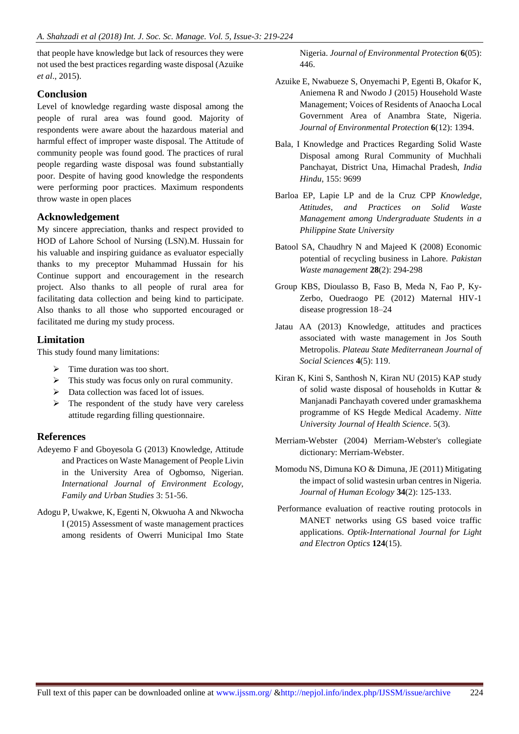that people have knowledge but lack of resources they were not used the best practices regarding waste disposal (Azuike *et al*., 2015).

## Conclusion

Level of knowledge regarding waste disposal among the people of rural area was found good. Majority of respondents were aware about the hazardous material and harmful effect of improper waste disposal. The Attitude of community people was found good. The practices of rural people regarding waste disposal was found substantially poor. Despite of having good knowledge the respondents were performing poor practices. Maximum respondents throw waste in open places

## Acknowledgement

My sincere appreciation, thanks and respect provided to HOD of Lahore School of Nursing (LSN).M. Hussain for his valuable and inspiring guidance as evaluator especially thanks to my preceptor Muhammad Hussain for his Continue support and encouragement in the research project. Also thanks to all people of rural area for facilitating data collection and being kind to participate. Also thanks to all those who supported encouraged or facilitated me during my study process.

## Limitation

This study found many limitations:

- Time duration was too short.
- This study was focus only on rural community.
- Data collection was faced lot of issues.
- The respondent of the study have very careless attitude regarding filling questionnaire.

## References

Adeyemo F and Gboyesola G (2013) Knowledge, Attitude and Practices on Waste Management of People Livin in the University Area of Ogbomso, Nigerian. *International Journal of Environment Ecology, Family and Urban Studies* 3: 51-56.

Adogu P, Uwakwe, K, Egenti N, Okwuoha A and Nkwocha I (2015) Assessment of waste management practices among residents of Owerri Municipal Imo State Nigeria. *Journal of Environmental Protection* **6**(05): 446.

Azuike E, Nwabueze S, Onyemachi P, Egenti B, Okafor K, Aniemena R and Nwodo J (2015) Household Waste Management; Voices of Residents of Anaocha Local Government Area of Anambra State, Nigeria. *Journal of Environmental Protection* **6**(12): 1394.

Bala, I Knowledge and Practices Regarding Solid Waste Disposal among Rural Community of Muchhali Panchayat, District Una, Himachal Pradesh, *India Hindu*, 155: 9699

Barloa EP, Lapie LP and de la Cruz CPP *Knowledge, Attitudes, and Practices on Solid Waste Management among Undergraduate Students in a Philippine State University*

Batool SA, Chaudhry N and Majeed K (2008) Economic potential of recycling business in Lahore. *Pakistan Waste management* **28**(2): 294-298

Group KBS, Dioulasso B, Faso B, Meda N, Fao P, Ky-Zerbo, Ouedraogo PE (2012) Maternal HIV-1 disease progression 18–24

Jatau AA (2013) Knowledge, attitudes and practices associated with waste management in Jos South Metropolis. *Plateau State Mediterranean Journal of Social Sciences* **4**(5): 119.

Kiran K, Kini S, Santhosh N, Kiran NU (2015) KAP study of solid waste disposal of households in Kuttar & Manjanadi Panchayath covered under gramaskhema programme of KS Hegde Medical Academy. *Nitte University Journal of Health Science*. 5(3).

Merriam-Webster (2004) Merriam-Webster's collegiate dictionary: Merriam-Webster.

Momodu NS, Dimuna KO & Dimuna, JE (2011) Mitigating the impact of solid wastesin urban centres in Nigeria. *Journal of Human Ecology* **34**(2): 125-133.

Performance evaluation of reactive routing protocols in MANET networks using GS based voice traffic applications. *Optik-International Journal for Light and Electron Optics* **124**(15).